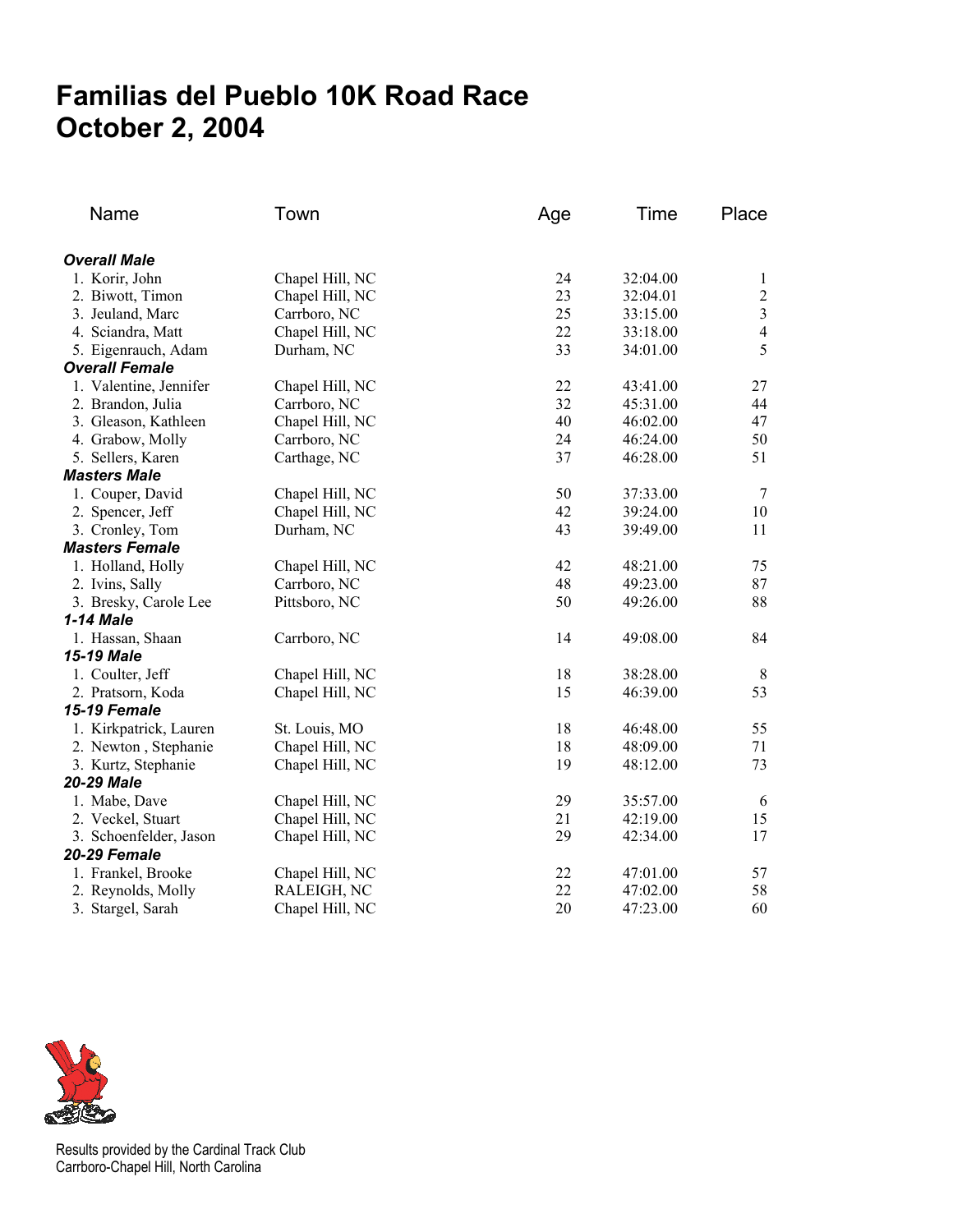# Familias del Pueblo 10K Road Race
# October 2, 2004

| Name | Town | Age | Time | Place |
|---|---|---|---|---|
| ***Overall Male*** | | | | |
| 1. Korir, John | Chapel Hill, NC | 24 | 32:04.00 | 1 |
| 2. Biwott, Timon | Chapel Hill, NC | 23 | 32:04.01 | 2 |
| 3. Jeuland, Marc | Carrboro, NC | 25 | 33:15.00 | 3 |
| 4. Sciandra, Matt | Chapel Hill, NC | 22 | 33:18.00 | 4 |
| 5. Eigenrauch, Adam | Durham, NC | 33 | 34:01.00 | 5 |
| ***Overall Female*** | | | | |
| 1. Valentine, Jennifer | Chapel Hill, NC | 22 | 43:41.00 | 27 |
| 2. Brandon, Julia | Carrboro, NC | 32 | 45:31.00 | 44 |
| 3. Gleason, Kathleen | Chapel Hill, NC | 40 | 46:02.00 | 47 |
| 4. Grabow, Molly | Carrboro, NC | 24 | 46:24.00 | 50 |
| 5. Sellers, Karen | Carthage, NC | 37 | 46:28.00 | 51 |
| ***Masters Male*** | | | | |
| 1. Couper, David | Chapel Hill, NC | 50 | 37:33.00 | 7 |
| 2. Spencer, Jeff | Chapel Hill, NC | 42 | 39:24.00 | 10 |
| 3. Cronley, Tom | Durham, NC | 43 | 39:49.00 | 11 |
| ***Masters Female*** | | | | |
| 1. Holland, Holly | Chapel Hill, NC | 42 | 48:21.00 | 75 |
| 2. Ivins, Sally | Carrboro, NC | 48 | 49:23.00 | 87 |
| 3. Bresky, Carole Lee | Pittsboro, NC | 50 | 49:26.00 | 88 |
| ***1-14 Male*** | | | | |
| 1. Hassan, Shaan | Carrboro, NC | 14 | 49:08.00 | 84 |
| ***15-19 Male*** | | | | |
| 1. Coulter, Jeff | Chapel Hill, NC | 18 | 38:28.00 | 8 |
| 2. Pratsorn, Koda | Chapel Hill, NC | 15 | 46:39.00 | 53 |
| ***15-19 Female*** | | | | |
| 1. Kirkpatrick, Lauren | St. Louis, MO | 18 | 46:48.00 | 55 |
| 2. Newton , Stephanie | Chapel Hill, NC | 18 | 48:09.00 | 71 |
| 3. Kurtz, Stephanie | Chapel Hill, NC | 19 | 48:12.00 | 73 |
| ***20-29 Male*** | | | | |
| 1. Mabe, Dave | Chapel Hill, NC | 29 | 35:57.00 | 6 |
| 2. Veckel, Stuart | Chapel Hill, NC | 21 | 42:19.00 | 15 |
| 3. Schoenfelder, Jason | Chapel Hill, NC | 29 | 42:34.00 | 17 |
| ***20-29 Female*** | | | | |
| 1. Frankel, Brooke | Chapel Hill, NC | 22 | 47:01.00 | 57 |
| 2. Reynolds, Molly | RALEIGH, NC | 22 | 47:02.00 | 58 |
| 3. Stargel, Sarah | Chapel Hill, NC | 20 | 47:23.00 | 60 |

Results provided by the Cardinal Track Club
Carrboro-Chapel Hill, North Carolina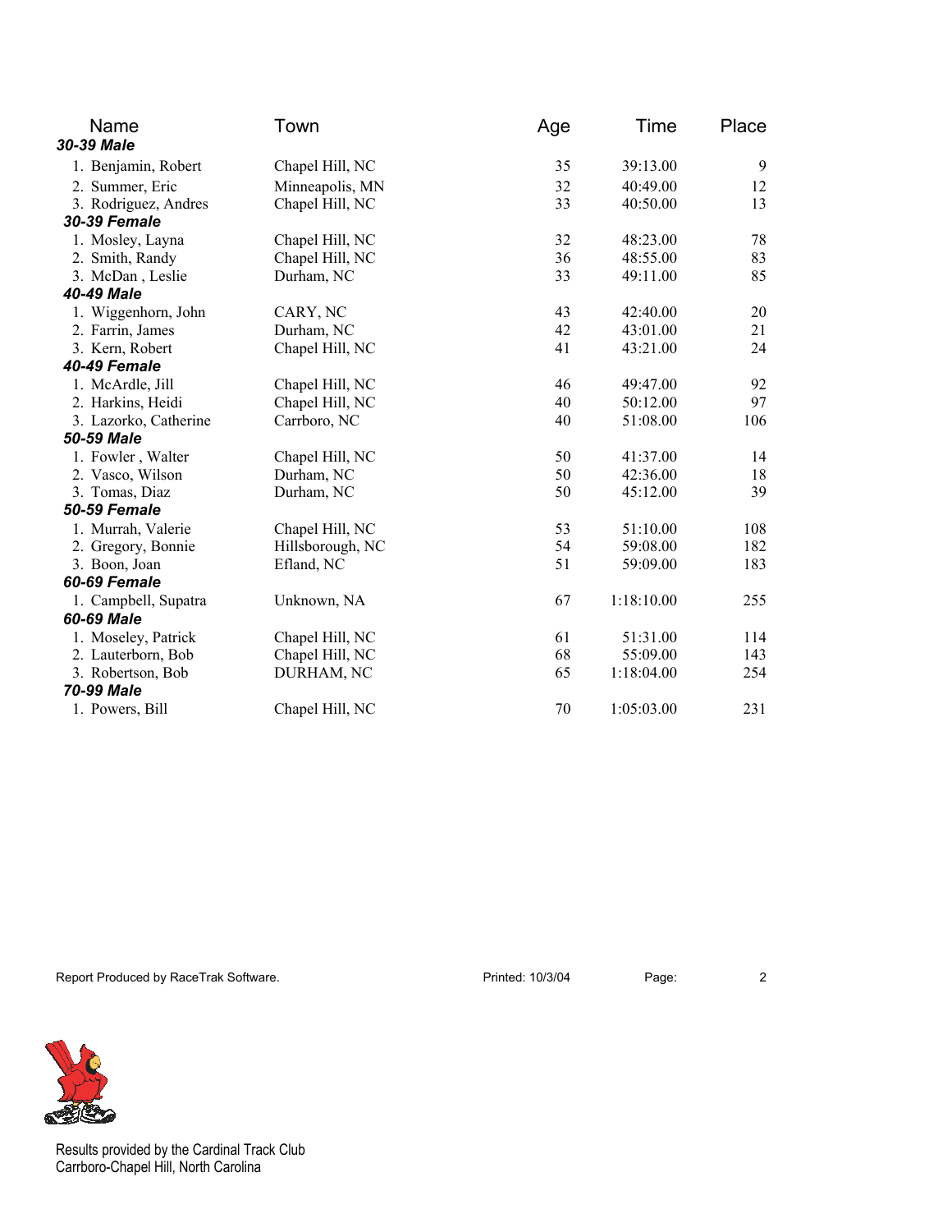| Name | Town | Age | Time | Place |
|---|---|---|---|---|
| ***30-39 Male*** | | | | |
| 1. Benjamin, Robert | Chapel Hill, NC | 35 | 39:13.00 | 9 |
| 2. Summer, Eric | Minneapolis, MN | 32 | 40:49.00 | 12 |
| 3. Rodriguez, Andres | Chapel Hill, NC | 33 | 40:50.00 | 13 |
| ***30-39 Female*** | | | | |
| 1. Mosley, Layna | Chapel Hill, NC | 32 | 48:23.00 | 78 |
| 2. Smith, Randy | Chapel Hill, NC | 36 | 48:55.00 | 83 |
| 3. McDan , Leslie | Durham, NC | 33 | 49:11.00 | 85 |
| ***40-49 Male*** | | | | |
| 1. Wiggenhorn, John | CARY, NC | 43 | 42:40.00 | 20 |
| 2. Farrin, James | Durham, NC | 42 | 43:01.00 | 21 |
| 3. Kern, Robert | Chapel Hill, NC | 41 | 43:21.00 | 24 |
| ***40-49 Female*** | | | | |
| 1. McArdle, Jill | Chapel Hill, NC | 46 | 49:47.00 | 92 |
| 2. Harkins, Heidi | Chapel Hill, NC | 40 | 50:12.00 | 97 |
| 3. Lazorko, Catherine | Carrboro, NC | 40 | 51:08.00 | 106 |
| ***50-59 Male*** | | | | |
| 1. Fowler , Walter | Chapel Hill, NC | 50 | 41:37.00 | 14 |
| 2. Vasco, Wilson | Durham, NC | 50 | 42:36.00 | 18 |
| 3. Tomas, Diaz | Durham, NC | 50 | 45:12.00 | 39 |
| ***50-59 Female*** | | | | |
| 1. Murrah, Valerie | Chapel Hill, NC | 53 | 51:10.00 | 108 |
| 2. Gregory, Bonnie | Hillsborough, NC | 54 | 59:08.00 | 182 |
| 3. Boon, Joan | Efland, NC | 51 | 59:09.00 | 183 |
| ***60-69 Female*** | | | | |
| 1. Campbell, Supatra | Unknown, NA | 67 | 1:18:10.00 | 255 |
| ***60-69 Male*** | | | | |
| 1. Moseley, Patrick | Chapel Hill, NC | 61 | 51:31.00 | 114 |
| 2. Lauterborn, Bob | Chapel Hill, NC | 68 | 55:09.00 | 143 |
| 3. Robertson, Bob | DURHAM, NC | 65 | 1:18:04.00 | 254 |
| ***70-99 Male*** | | | | |
| 1. Powers, Bill | Chapel Hill, NC | 70 | 1:05:03.00 | 231 |

Report Produced by RaceTrak Software. Printed: 10/3/04

Results provided by the Cardinal Track Club
Carrboro-Chapel Hill, North Carolina